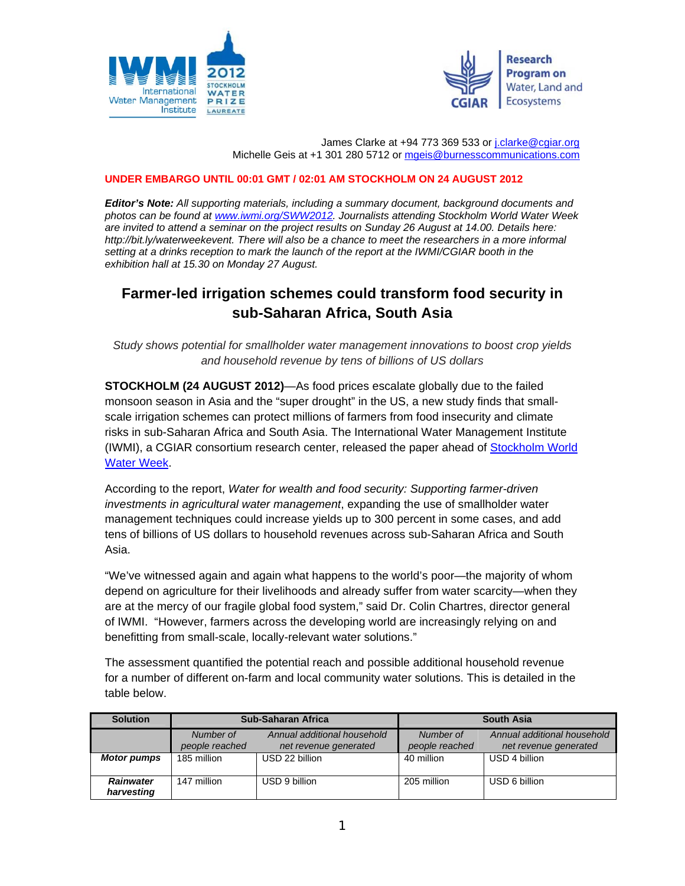James Clarke at +94 773 369 533 or j.clarke@cgiar.org
Michelle Geis at +1 301 280 5712 or mgeis@burnesscommunications.com

**UNDER EMBARGO UNTIL 00:01 GMT / 02:01 AM STOCKHOLM ON 24 AUGUST 2012**

***Editor's Note:*** *All supporting materials, including a summary document, background documents and photos can be found at www.iwmi.org/SWW2012. Journalists attending Stockholm World Water Week are invited to attend a seminar on the project results on Sunday 26 August at 14.00. Details here: http://bit.ly/waterweekevent. There will also be a chance to meet the researchers in a more informal setting at a drinks reception to mark the launch of the report at the IWMI/CGIAR booth in the exhibition hall at 15.30 on Monday 27 August.*

# Farmer-led irrigation schemes could transform food security in sub-Saharan Africa, South Asia

*Study shows potential for smallholder water management innovations to boost crop yields and household revenue by tens of billions of US dollars*

**STOCKHOLM (24 AUGUST 2012)**—As food prices escalate globally due to the failed monsoon season in Asia and the "super drought" in the US, a new study finds that small-scale irrigation schemes can protect millions of farmers from food insecurity and climate risks in sub-Saharan Africa and South Asia. The International Water Management Institute (IWMI), a CGIAR consortium research center, released the paper ahead of Stockholm World Water Week.

According to the report, *Water for wealth and food security: Supporting farmer-driven investments in agricultural water management*, expanding the use of smallholder water management techniques could increase yields up to 300 percent in some cases, and add tens of billions of US dollars to household revenues across sub-Saharan Africa and South Asia.

"We've witnessed again and again what happens to the world's poor—the majority of whom depend on agriculture for their livelihoods and already suffer from water scarcity—when they are at the mercy of our fragile global food system," said Dr. Colin Chartres, director general of IWMI. "However, farmers across the developing world are increasingly relying on and benefitting from small-scale, locally-relevant water solutions."

The assessment quantified the potential reach and possible additional household revenue for a number of different on-farm and local community water solutions. This is detailed in the table below.

| Solution | Sub-Saharan Africa | | South Asia | |
|---|---|---|---|---|
| | *Number of people reached* | *Annual additional household net revenue generated* | *Number of people reached* | *Annual additional household net revenue generated* |
| ***Motor pumps*** | 185 million | USD 22 billion | 40 million | USD 4 billion |
| ***Rainwater harvesting*** | 147 million | USD 9 billion | 205 million | USD 6 billion |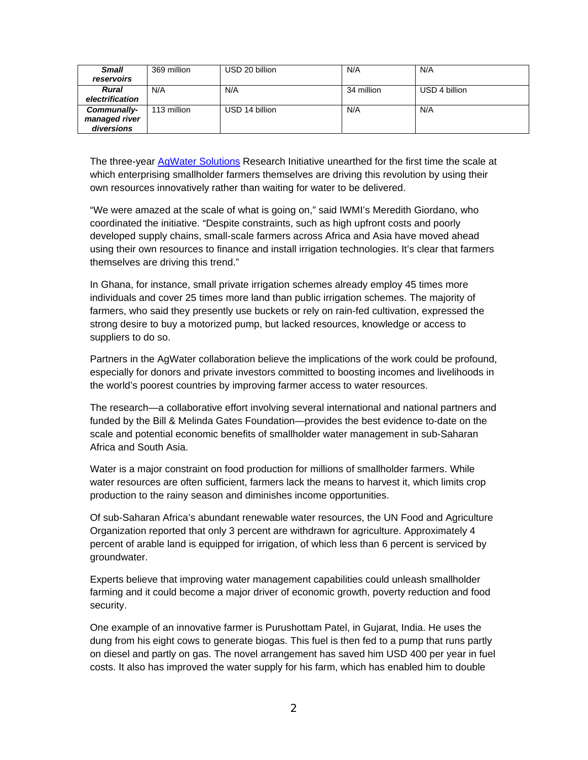| | | | | |
|---|---|---|---|---|
| ***Small reservoirs*** | 369 million | USD 20 billion | N/A | N/A |
| ***Rural electrification*** | N/A | N/A | 34 million | USD 4 billion |
| ***Communally-managed river diversions*** | 113 million | USD 14 billion | N/A | N/A |

The three-year [AgWater Solutions](#) Research Initiative unearthed for the first time the scale at which enterprising smallholder farmers themselves are driving this revolution by using their own resources innovatively rather than waiting for water to be delivered.

"We were amazed at the scale of what is going on," said IWMI's Meredith Giordano, who coordinated the initiative. "Despite constraints, such as high upfront costs and poorly developed supply chains, small-scale farmers across Africa and Asia have moved ahead using their own resources to finance and install irrigation technologies. It's clear that farmers themselves are driving this trend."

In Ghana, for instance, small private irrigation schemes already employ 45 times more individuals and cover 25 times more land than public irrigation schemes. The majority of farmers, who said they presently use buckets or rely on rain-fed cultivation, expressed the strong desire to buy a motorized pump, but lacked resources, knowledge or access to suppliers to do so.

Partners in the AgWater collaboration believe the implications of the work could be profound, especially for donors and private investors committed to boosting incomes and livelihoods in the world's poorest countries by improving farmer access to water resources.

The research—a collaborative effort involving several international and national partners and funded by the Bill & Melinda Gates Foundation—provides the best evidence to-date on the scale and potential economic benefits of smallholder water management in sub-Saharan Africa and South Asia.

Water is a major constraint on food production for millions of smallholder farmers. While water resources are often sufficient, farmers lack the means to harvest it, which limits crop production to the rainy season and diminishes income opportunities.

Of sub-Saharan Africa's abundant renewable water resources, the UN Food and Agriculture Organization reported that only 3 percent are withdrawn for agriculture. Approximately 4 percent of arable land is equipped for irrigation, of which less than 6 percent is serviced by groundwater.

Experts believe that improving water management capabilities could unleash smallholder farming and it could become a major driver of economic growth, poverty reduction and food security.

One example of an innovative farmer is Purushottam Patel, in Gujarat, India. He uses the dung from his eight cows to generate biogas. This fuel is then fed to a pump that runs partly on diesel and partly on gas. The novel arrangement has saved him USD 400 per year in fuel costs. It also has improved the water supply for his farm, which has enabled him to double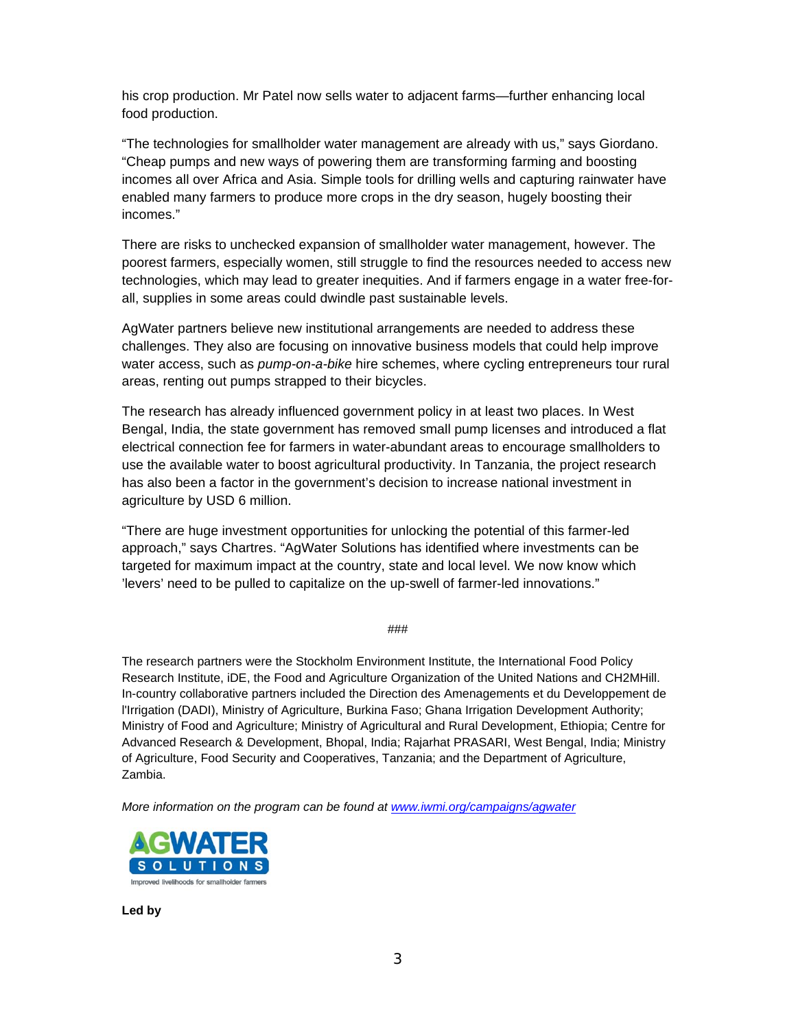his crop production. Mr Patel now sells water to adjacent farms—further enhancing local food production.

"The technologies for smallholder water management are already with us," says Giordano. "Cheap pumps and new ways of powering them are transforming farming and boosting incomes all over Africa and Asia. Simple tools for drilling wells and capturing rainwater have enabled many farmers to produce more crops in the dry season, hugely boosting their incomes."

There are risks to unchecked expansion of smallholder water management, however. The poorest farmers, especially women, still struggle to find the resources needed to access new technologies, which may lead to greater inequities. And if farmers engage in a water free-for-all, supplies in some areas could dwindle past sustainable levels.

AgWater partners believe new institutional arrangements are needed to address these challenges. They also are focusing on innovative business models that could help improve water access, such as *pump-on-a-bike* hire schemes, where cycling entrepreneurs tour rural areas, renting out pumps strapped to their bicycles.

The research has already influenced government policy in at least two places. In West Bengal, India, the state government has removed small pump licenses and introduced a flat electrical connection fee for farmers in water-abundant areas to encourage smallholders to use the available water to boost agricultural productivity. In Tanzania, the project research has also been a factor in the government's decision to increase national investment in agriculture by USD 6 million.

"There are huge investment opportunities for unlocking the potential of this farmer-led approach," says Chartres. "AgWater Solutions has identified where investments can be targeted for maximum impact at the country, state and local level. We now know which 'levers' need to be pulled to capitalize on the up-swell of farmer-led innovations."

###

The research partners were the Stockholm Environment Institute, the International Food Policy Research Institute, iDE, the Food and Agriculture Organization of the United Nations and CH2MHill. In-country collaborative partners included the Direction des Amenagements et du Developpement de l'Irrigation (DADI), Ministry of Agriculture, Burkina Faso; Ghana Irrigation Development Authority; Ministry of Food and Agriculture; Ministry of Agricultural and Rural Development, Ethiopia; Centre for Advanced Research & Development, Bhopal, India; Rajarhat PRASARI, West Bengal, India; Ministry of Agriculture, Food Security and Cooperatives, Tanzania; and the Department of Agriculture, Zambia.

*More information on the program can be found at www.iwmi.org/campaigns/agwater*

AGWATER SOLUTIONS
Improved livelihoods for smallholder farmers

**Led by**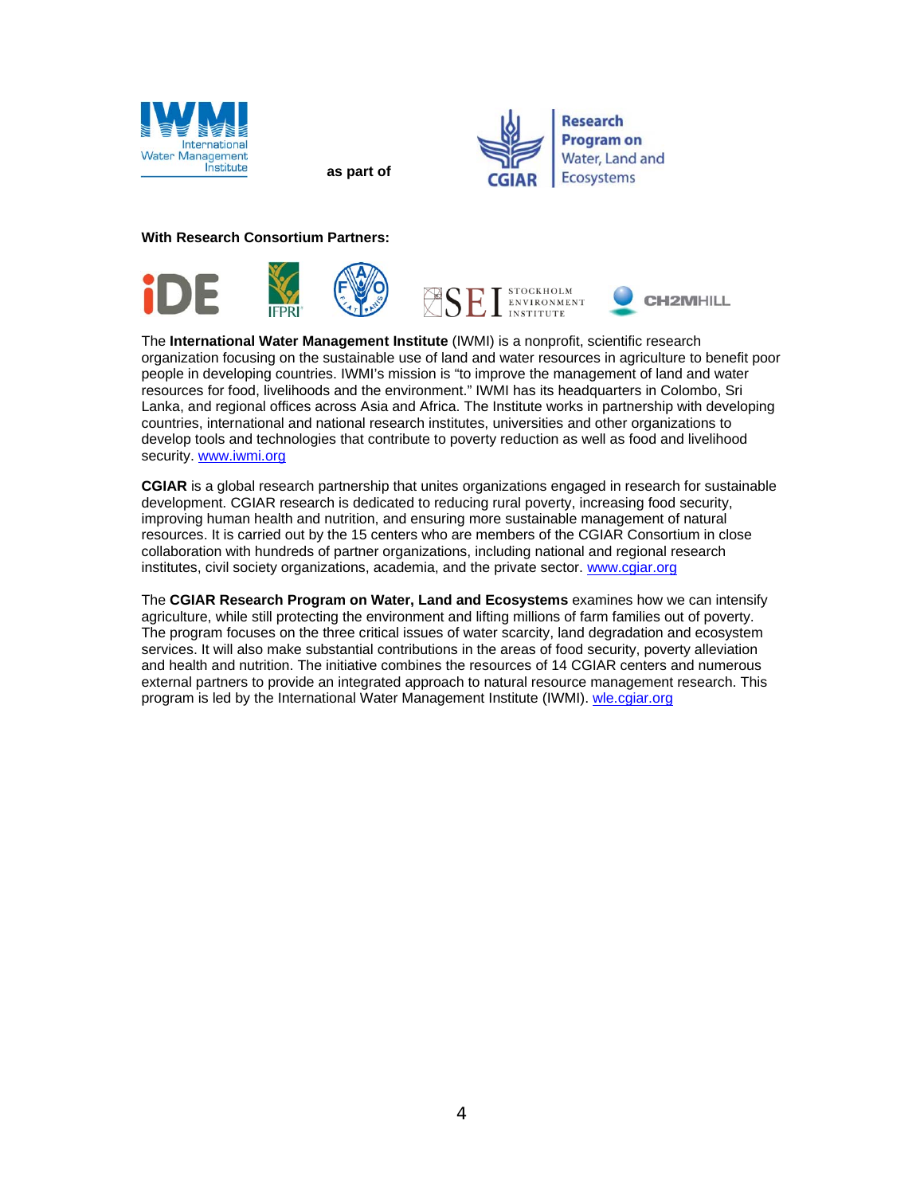International Water Management Institute **as part of** CGIAR Research Program on Water, Land and Ecosystems

**With Research Consortium Partners:**

iDE IFPRI FAO SEI STOCKHOLM ENVIRONMENT INSTITUTE CH2MHILL

The **International Water Management Institute** (IWMI) is a nonprofit, scientific research organization focusing on the sustainable use of land and water resources in agriculture to benefit poor people in developing countries. IWMI's mission is "to improve the management of land and water resources for food, livelihoods and the environment." IWMI has its headquarters in Colombo, Sri Lanka, and regional offices across Asia and Africa. The Institute works in partnership with developing countries, international and national research institutes, universities and other organizations to develop tools and technologies that contribute to poverty reduction as well as food and livelihood security. www.iwmi.org

**CGIAR** is a global research partnership that unites organizations engaged in research for sustainable development. CGIAR research is dedicated to reducing rural poverty, increasing food security, improving human health and nutrition, and ensuring more sustainable management of natural resources. It is carried out by the 15 centers who are members of the CGIAR Consortium in close collaboration with hundreds of partner organizations, including national and regional research institutes, civil society organizations, academia, and the private sector. www.cgiar.org

The **CGIAR Research Program on Water, Land and Ecosystems** examines how we can intensify agriculture, while still protecting the environment and lifting millions of farm families out of poverty. The program focuses on the three critical issues of water scarcity, land degradation and ecosystem services. It will also make substantial contributions in the areas of food security, poverty alleviation and health and nutrition. The initiative combines the resources of 14 CGIAR centers and numerous external partners to provide an integrated approach to natural resource management research. This program is led by the International Water Management Institute (IWMI). wle.cgiar.org